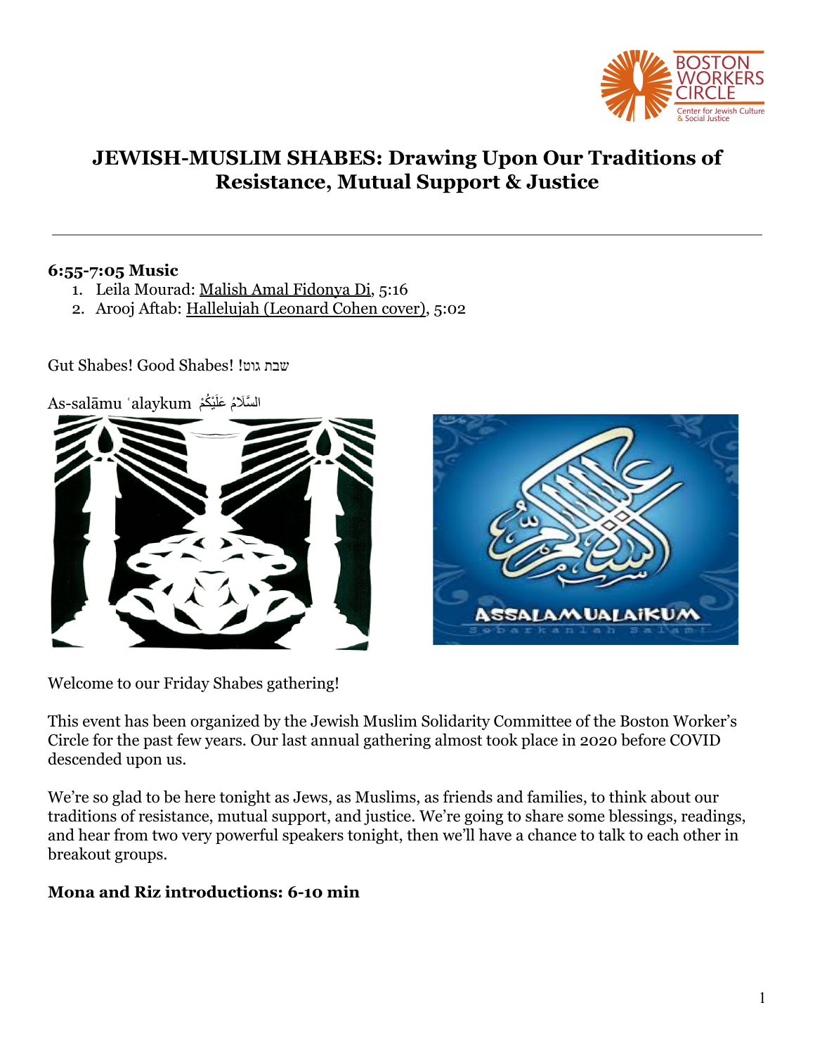# JEWISH-MUSLIM SHABES: Drawing Upon Our Traditions of Resistance, Mutual Support & Justice

---

**6:55-7:05 Music**

1. Leila Mourad: Malish Amal Fidonya Di, 5:16
2. Arooj Aftab: Hallelujah (Leonard Cohen cover), 5:02

Gut Shabes! Good Shabes! !שבת גוט

As-salāmu ʿalaykum السَّلَامُ عَلَيْكُمْ

Welcome to our Friday Shabes gathering!

This event has been organized by the Jewish Muslim Solidarity Committee of the Boston Worker's Circle for the past few years. Our last annual gathering almost took place in 2020 before COVID descended upon us.

We're so glad to be here tonight as Jews, as Muslims, as friends and families, to think about our traditions of resistance, mutual support, and justice. We're going to share some blessings, readings, and hear from two very powerful speakers tonight, then we'll have a chance to talk to each other in breakout groups.

**Mona and Riz introductions: 6-10 min**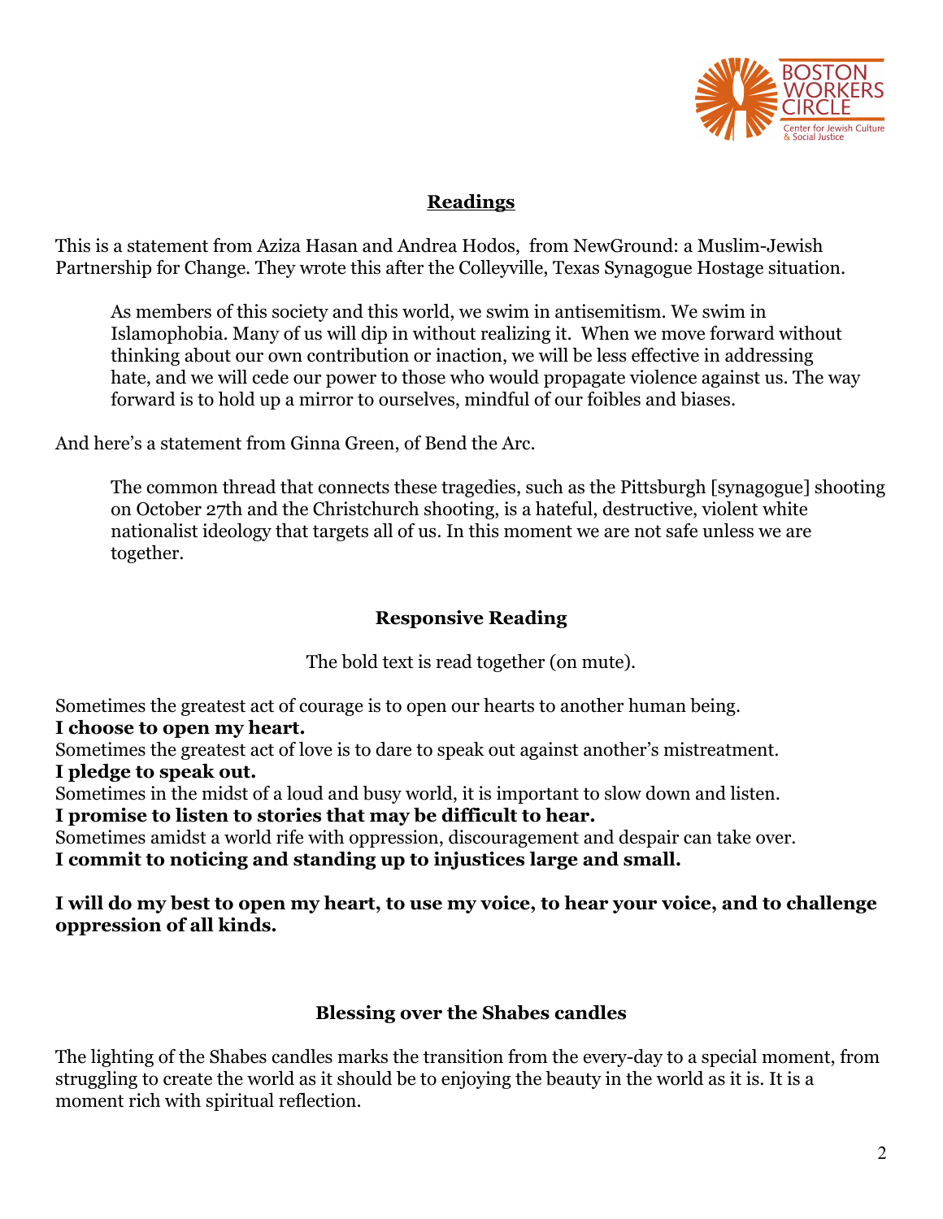## Readings

This is a statement from Aziza Hasan and Andrea Hodos, from NewGround: a Muslim-Jewish Partnership for Change. They wrote this after the Colleyville, Texas Synagogue Hostage situation.

> As members of this society and this world, we swim in antisemitism. We swim in Islamophobia. Many of us will dip in without realizing it. When we move forward without thinking about our own contribution or inaction, we will be less effective in addressing hate, and we will cede our power to those who would propagate violence against us. The way forward is to hold up a mirror to ourselves, mindful of our foibles and biases.

And here's a statement from Ginna Green, of Bend the Arc.

> The common thread that connects these tragedies, such as the Pittsburgh [synagogue] shooting on October 27th and the Christchurch shooting, is a hateful, destructive, violent white nationalist ideology that targets all of us. In this moment we are not safe unless we are together.

## Responsive Reading

The bold text is read together (on mute).

Sometimes the greatest act of courage is to open our hearts to another human being.
**I choose to open my heart.**
Sometimes the greatest act of love is to dare to speak out against another's mistreatment.
**I pledge to speak out.**
Sometimes in the midst of a loud and busy world, it is important to slow down and listen.
**I promise to listen to stories that may be difficult to hear.**
Sometimes amidst a world rife with oppression, discouragement and despair can take over.
**I commit to noticing and standing up to injustices large and small.**

**I will do my best to open my heart, to use my voice, to hear your voice, and to challenge oppression of all kinds.**

## Blessing over the Shabes candles

The lighting of the Shabes candles marks the transition from the every-day to a special moment, from struggling to create the world as it should be to enjoying the beauty in the world as it is. It is a moment rich with spiritual reflection.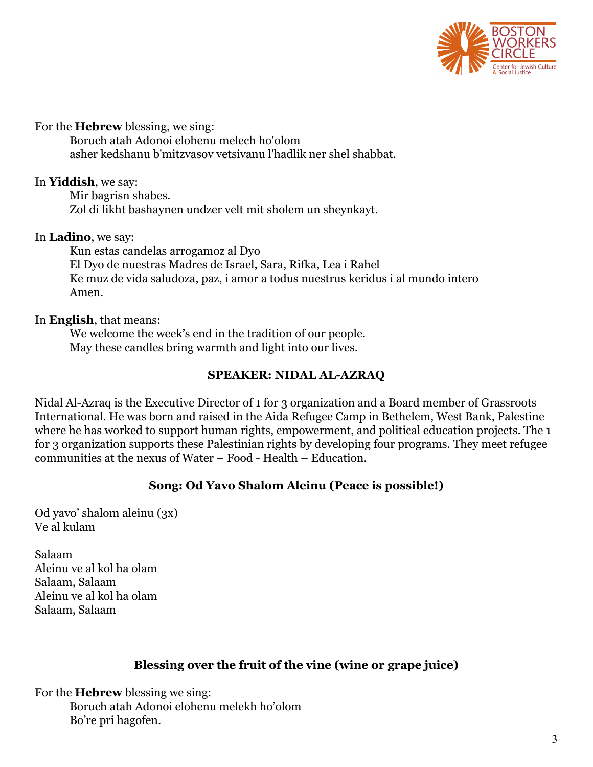For the **Hebrew** blessing, we sing:

> Boruch atah Adonoi elohenu melech ho'olom
> asher kedshanu b'mitzvasov vetsivanu l'hadlik ner shel shabbat.

In **Yiddish**, we say:

> Mir bagrisn shabes.
> Zol di likht bashaynen undzer velt mit sholem un sheynkayt.

In **Ladino**, we say:

> Kun estas candelas arrogamoz al Dyo
> El Dyo de nuestras Madres de Israel, Sara, Rifka, Lea i Rahel
> Ke muz de vida saludoza, paz, i amor a todus nuestrus keridus i al mundo intero
> Amen.

In **English**, that means:

> We welcome the week's end in the tradition of our people.
> May these candles bring warmth and light into our lives.

## SPEAKER: NIDAL AL-AZRAQ

Nidal Al-Azraq is the Executive Director of 1 for 3 organization and a Board member of Grassroots International. He was born and raised in the Aida Refugee Camp in Bethelem, West Bank, Palestine where he has worked to support human rights, empowerment, and political education projects. The 1 for 3 organization supports these Palestinian rights by developing four programs. They meet refugee communities at the nexus of Water – Food - Health – Education.

## Song: Od Yavo Shalom Aleinu (Peace is possible!)

Od yavo' shalom aleinu (3x)
Ve al kulam

Salaam
Aleinu ve al kol ha olam
Salaam, Salaam
Aleinu ve al kol ha olam
Salaam, Salaam

## Blessing over the fruit of the vine (wine or grape juice)

For the **Hebrew** blessing we sing:

> Boruch atah Adonoi elohenu melekh ho'olom
> Bo're pri hagofen.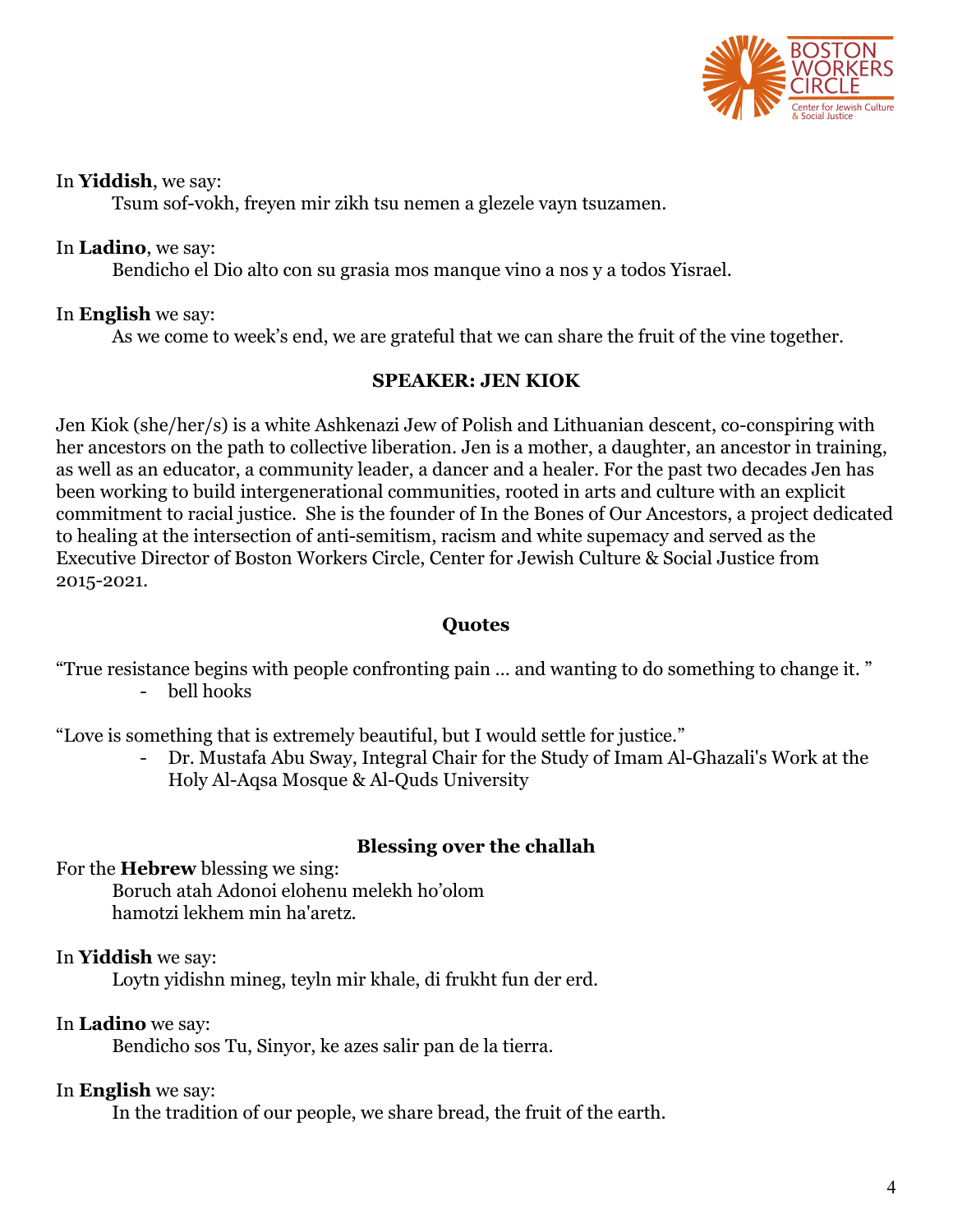In **Yiddish**, we say:

Tsum sof-vokh, freyen mir zikh tsu nemen a glezele vayn tsuzamen.

In **Ladino**, we say:

Bendicho el Dio alto con su grasia mos manque vino a nos y a todos Yisrael.

In **English** we say:

As we come to week's end, we are grateful that we can share the fruit of the vine together.

## SPEAKER: JEN KIOK

Jen Kiok (she/her/s) is a white Ashkenazi Jew of Polish and Lithuanian descent, co-conspiring with her ancestors on the path to collective liberation. Jen is a mother, a daughter, an ancestor in training, as well as an educator, a community leader, a dancer and a healer. For the past two decades Jen has been working to build intergenerational communities, rooted in arts and culture with an explicit commitment to racial justice. She is the founder of In the Bones of Our Ancestors, a project dedicated to healing at the intersection of anti-semitism, racism and white supemacy and served as the Executive Director of Boston Workers Circle, Center for Jewish Culture & Social Justice from 2015-2021.

## Quotes

"True resistance begins with people confronting pain … and wanting to do something to change it. "

- bell hooks

"Love is something that is extremely beautiful, but I would settle for justice."

- Dr. Mustafa Abu Sway, Integral Chair for the Study of Imam Al-Ghazali's Work at the Holy Al-Aqsa Mosque & Al-Quds University

## Blessing over the challah

For the **Hebrew** blessing we sing:

Boruch atah Adonoi elohenu melekh ho'olom
hamotzi lekhem min ha'aretz.

In **Yiddish** we say:

Loytn yidishn mineg, teyln mir khale, di frukht fun der erd.

In **Ladino** we say:

Bendicho sos Tu, Sinyor, ke azes salir pan de la tierra.

In **English** we say:

In the tradition of our people, we share bread, the fruit of the earth.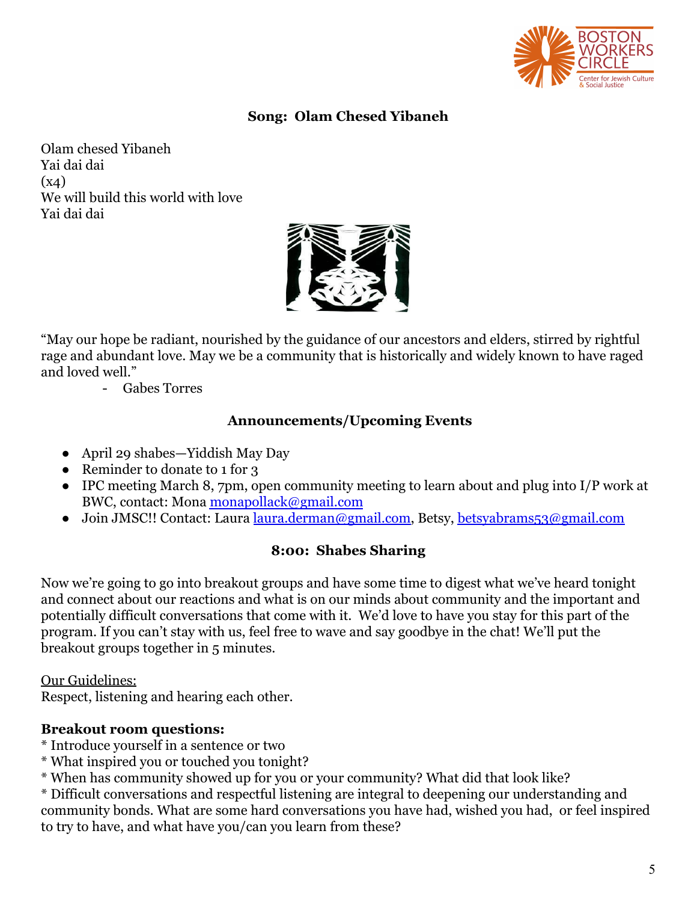### Song: Olam Chesed Yibaneh

Olam chesed Yibaneh
Yai dai dai
(x4)
We will build this world with love
Yai dai dai

"May our hope be radiant, nourished by the guidance of our ancestors and elders, stirred by rightful rage and abundant love. May we be a community that is historically and widely known to have raged and loved well."

- Gabes Torres

### Announcements/Upcoming Events

- April 29 shabes—Yiddish May Day
- Reminder to donate to 1 for 3
- IPC meeting March 8, 7pm, open community meeting to learn about and plug into I/P work at BWC, contact: Mona monapollack@gmail.com
- Join JMSC!! Contact: Laura laura.derman@gmail.com, Betsy, betsyabrams53@gmail.com

### 8:00: Shabes Sharing

Now we're going to go into breakout groups and have some time to digest what we've heard tonight and connect about our reactions and what is on our minds about community and the important and potentially difficult conversations that come with it. We'd love to have you stay for this part of the program. If you can't stay with us, feel free to wave and say goodbye in the chat! We'll put the breakout groups together in 5 minutes.

Our Guidelines:
Respect, listening and hearing each other.

**Breakout room questions:**
* Introduce yourself in a sentence or two
* What inspired you or touched you tonight?
* When has community showed up for you or your community? What did that look like?
* Difficult conversations and respectful listening are integral to deepening our understanding and community bonds. What are some hard conversations you have had, wished you had, or feel inspired to try to have, and what have you/can you learn from these?